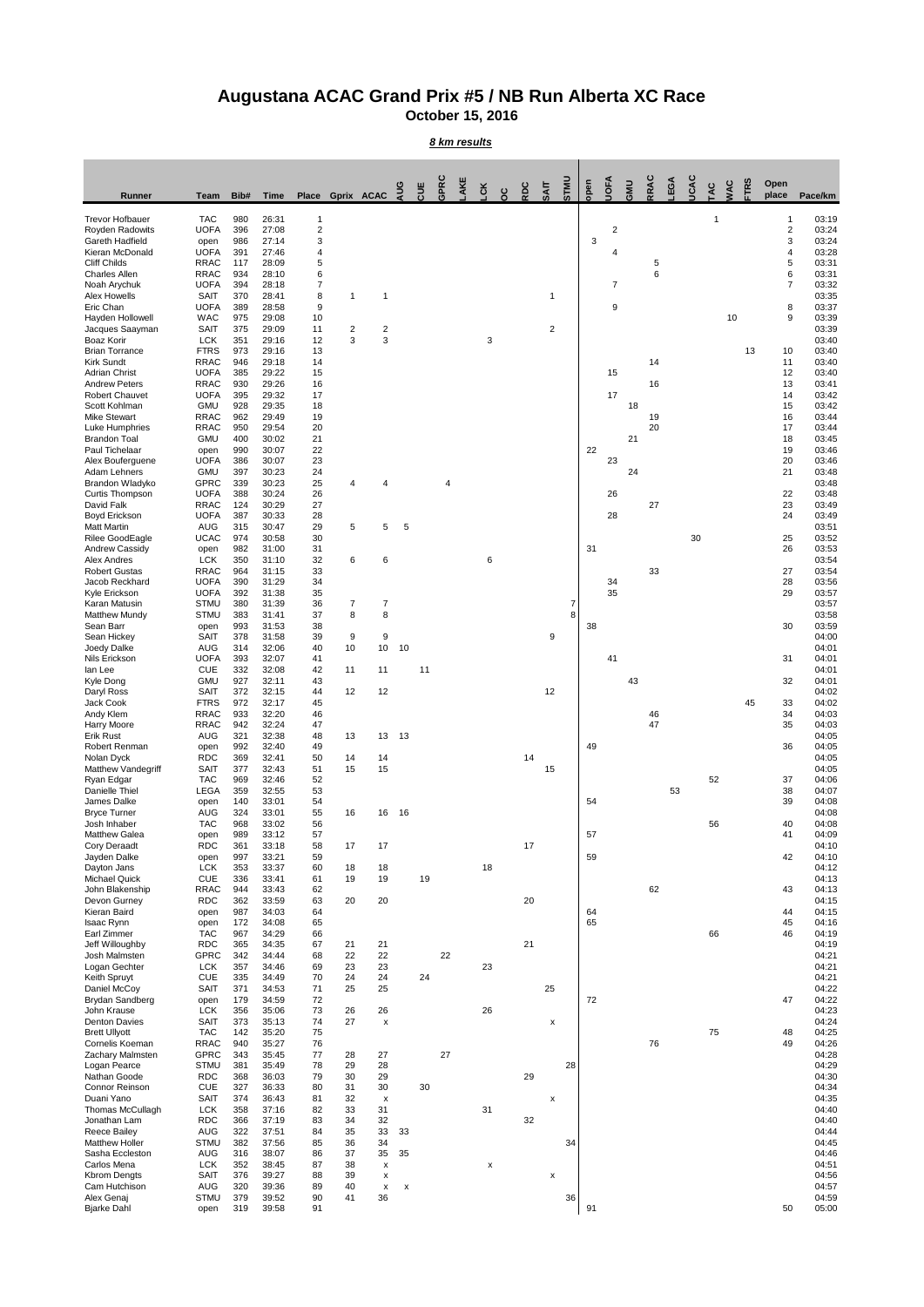# Augustana ACAC Grand Prix #5 / NB Run Alberta XC Race

## October 15, 2016

***8 km results***

| Runner | Team | Bib# | Time | Place | Gprix | ACAC | AUG | CUE | GPRC | LAKE | LCK | OC | RDC | SAIT | STMU | open | UOFA | GMU | RRAC | LEGA | UCAC | TAC | WAC | FTRS | Open place | Pace/km |
|---|---|---|---|---|---|---|---|---|---|---|---|---|---|---|---|---|---|---|---|---|---|---|---|---|---|---|
| Trevor Hofbauer | TAC | 980 | 26:31 | 1 | | | | | | | | | | | | | | | | | | 1 | | | 1 | 03:19 |
| Royden Radowits | UOFA | 396 | 27:08 | 2 | | | | | | | | | | | | | 2 | | | | | | | | 2 | 03:24 |
| Gareth Hadfield | open | 986 | 27:14 | 3 | | | | | | | | | | | | 3 | | | | | | | | | 3 | 03:24 |
| Kieran McDonald | UOFA | 391 | 27:46 | 4 | | | | | | | | | | | | | 4 | | | | | | | | 4 | 03:28 |
| Cliff Childs | RRAC | 117 | 28:09 | 5 | | | | | | | | | | | | | | | 5 | | | | | | 5 | 03:31 |
| Charles Allen | RRAC | 934 | 28:10 | 6 | | | | | | | | | | | | | | | 6 | | | | | | 6 | 03:31 |
| Noah Arychuk | UOFA | 394 | 28:18 | 7 | | | | | | | | | | | | | 7 | | | | | | | | 7 | 03:32 |
| Alex Howells | SAIT | 370 | 28:41 | 8 | 1 | 1 | | | | | | | | 1 | | | | | | | | | | | | 03:35 |
| Eric Chan | UOFA | 389 | 28:58 | 9 | | | | | | | | | | | | | 9 | | | | | | | | 8 | 03:37 |
| Hayden Hollowell | WAC | 975 | 29:08 | 10 | | | | | | | | | | | | | | | | | | | 10 | | 9 | 03:39 |
| Jacques Saayman | SAIT | 375 | 29:09 | 11 | 2 | 2 | | | | | | | | 2 | | | | | | | | | | | | 03:39 |
| Boaz Korir | LCK | 351 | 29:16 | 12 | 3 | 3 | | | | | 3 | | | | | | | | | | | | | | | 03:40 |
| Brian Torrance | FTRS | 973 | 29:16 | 13 | | | | | | | | | | | | | | | | | | | | 13 | 10 | 03:40 |
| Kirk Sundt | RRAC | 946 | 29:18 | 14 | | | | | | | | | | | | | | | 14 | | | | | | 11 | 03:40 |
| Adrian Christ | UOFA | 385 | 29:22 | 15 | | | | | | | | | | | | | 15 | | | | | | | | 12 | 03:40 |
| Andrew Peters | RRAC | 930 | 29:26 | 16 | | | | | | | | | | | | | | | 16 | | | | | | 13 | 03:41 |
| Robert Chauvet | UOFA | 395 | 29:32 | 17 | | | | | | | | | | | | | 17 | | | | | | | | 14 | 03:42 |
| Scott Kohlman | GMU | 928 | 29:35 | 18 | | | | | | | | | | | | | | 18 | | | | | | | 15 | 03:42 |
| Mike Stewart | RRAC | 962 | 29:49 | 19 | | | | | | | | | | | | | | | 19 | | | | | | 16 | 03:44 |
| Luke Humphries | RRAC | 950 | 29:54 | 20 | | | | | | | | | | | | | | | 20 | | | | | | 17 | 03:44 |
| Brandon Toal | GMU | 400 | 30:02 | 21 | | | | | | | | | | | | | | 21 | | | | | | | 18 | 03:45 |
| Paul Tichelaar | open | 990 | 30:07 | 22 | | | | | | | | | | | | 22 | | | | | | | | | 19 | 03:46 |
| Alex Bouferguene | UOFA | 386 | 30:07 | 23 | | | | | | | | | | | | | 23 | | | | | | | | 20 | 03:46 |
| Adam Lehners | GMU | 397 | 30:23 | 24 | | | | | | | | | | | | | | 24 | | | | | | | 21 | 03:48 |
| Brandon Wladyko | GPRC | 339 | 30:23 | 25 | 4 | 4 | | | 4 | | | | | | | | | | | | | | | | | 03:48 |
| Curtis Thompson | UOFA | 388 | 30:24 | 26 | | | | | | | | | | | | | 26 | | | | | | | | 22 | 03:48 |
| David Falk | RRAC | 124 | 30:29 | 27 | | | | | | | | | | | | | | | 27 | | | | | | 23 | 03:49 |
| Boyd Erickson | UOFA | 387 | 30:33 | 28 | | | | | | | | | | | | | 28 | | | | | | | | 24 | 03:49 |
| Matt Martin | AUG | 315 | 30:47 | 29 | 5 | 5 | 5 | | | | | | | | | | | | | | | | | | | 03:51 |
| Rilee GoodEagle | UCAC | 974 | 30:58 | 30 | | | | | | | | | | | | | | | | | 30 | | | | 25 | 03:52 |
| Andrew Cassidy | open | 982 | 31:00 | 31 | | | | | | | | | | | | 31 | | | | | | | | | 26 | 03:53 |
| Alex Andres | LCK | 350 | 31:10 | 32 | 6 | 6 | | | | | 6 | | | | | | | | | | | | | | | 03:54 |
| Robert Gustas | RRAC | 964 | 31:15 | 33 | | | | | | | | | | | | | | | 33 | | | | | | 27 | 03:54 |
| Jacob Reckhard | UOFA | 390 | 31:29 | 34 | | | | | | | | | | | | | 34 | | | | | | | | 28 | 03:56 |
| Kyle Erickson | UOFA | 392 | 31:38 | 35 | | | | | | | | | | | | | 35 | | | | | | | | 29 | 03:57 |
| Karan Matusin | STMU | 380 | 31:39 | 36 | 7 | 7 | | | | | | | | | 7 | | | | | | | | | | | 03:57 |
| Matthew Mundy | STMU | 383 | 31:41 | 37 | 8 | 8 | | | | | | | | | 8 | | | | | | | | | | | 03:58 |
| Sean Barr | open | 993 | 31:53 | 38 | | | | | | | | | | | | 38 | | | | | | | | | 30 | 03:59 |
| Sean Hickey | SAIT | 378 | 31:58 | 39 | 9 | 9 | | | | | | | | 9 | | | | | | | | | | | | 04:00 |
| Joedy Dalke | AUG | 314 | 32:06 | 40 | 10 | 10 | 10 | | | | | | | | | | | | | | | | | | | 04:01 |
| Nils Erickson | UOFA | 393 | 32:07 | 41 | | | | | | | | | | | | | 41 | | | | | | | | 31 | 04:01 |
| Ian Lee | CUE | 332 | 32:08 | 42 | 11 | 11 | | 11 | | | | | | | | | | | | | | | | | | 04:01 |
| Kyle Dong | GMU | 927 | 32:11 | 43 | | | | | | | | | | | | | | 43 | | | | | | | 32 | 04:01 |
| Daryl Ross | SAIT | 372 | 32:15 | 44 | 12 | 12 | | | | | | | | 12 | | | | | | | | | | | | 04:02 |
| Jack Cook | FTRS | 972 | 32:17 | 45 | | | | | | | | | | | | | | | | | | | | 45 | 33 | 04:02 |
| Andy Klem | RRAC | 933 | 32:20 | 46 | | | | | | | | | | | | | | | 46 | | | | | | 34 | 04:03 |
| Harry Moore | RRAC | 942 | 32:24 | 47 | | | | | | | | | | | | | | | 47 | | | | | | 35 | 04:03 |
| Erik Rust | AUG | 321 | 32:38 | 48 | 13 | 13 | 13 | | | | | | | | | | | | | | | | | | | 04:05 |
| Robert Renman | open | 992 | 32:40 | 49 | | | | | | | | | | | | 49 | | | | | | | | | 36 | 04:05 |
| Nolan Dyck | RDC | 369 | 32:41 | 50 | 14 | 14 | | | | | | | 14 | | | | | | | | | | | | | 04:05 |
| Matthew Vandegriff | SAIT | 377 | 32:43 | 51 | 15 | 15 | | | | | | | | 15 | | | | | | | | | | | | 04:05 |
| Ryan Edgar | TAC | 969 | 32:46 | 52 | | | | | | | | | | | | | | | | | | 52 | | | 37 | 04:06 |
| Danielle Thiel | LEGA | 359 | 32:55 | 53 | | | | | | | | | | | | | | | | 53 | | | | | 38 | 04:07 |
| James Dalke | open | 140 | 33:01 | 54 | | | | | | | | | | | | 54 | | | | | | | | | 39 | 04:08 |
| Bryce Turner | AUG | 324 | 33:01 | 55 | 16 | 16 | 16 | | | | | | | | | | | | | | | | | | | 04:08 |
| Josh Inhaber | TAC | 968 | 33:02 | 56 | | | | | | | | | | | | | | | | | | 56 | | | 40 | 04:08 |
| Matthew Galea | open | 989 | 33:12 | 57 | | | | | | | | | | | | 57 | | | | | | | | | 41 | 04:09 |
| Cory Deraadt | RDC | 361 | 33:18 | 58 | 17 | 17 | | | | | | | 17 | | | | | | | | | | | | | 04:10 |
| Jayden Dalke | open | 997 | 33:21 | 59 | | | | | | | | | | | | 59 | | | | | | | | | 42 | 04:10 |
| Dayton Jans | LCK | 353 | 33:37 | 60 | 18 | 18 | | | | | 18 | | | | | | | | | | | | | | | 04:12 |
| Michael Quick | CUE | 336 | 33:41 | 61 | 19 | 19 | | 19 | | | | | | | | | | | | | | | | | | 04:13 |
| John Blakenship | RRAC | 944 | 33:43 | 62 | | | | | | | | | | | | | | | 62 | | | | | | 43 | 04:13 |
| Devon Gurney | RDC | 362 | 33:59 | 63 | 20 | 20 | | | | | | | 20 | | | | | | | | | | | | | 04:15 |
| Kieran Baird | open | 987 | 34:03 | 64 | | | | | | | | | | | | 64 | | | | | | | | | 44 | 04:15 |
| Isaac Rynn | open | 172 | 34:08 | 65 | | | | | | | | | | | | 65 | | | | | | | | | 45 | 04:16 |
| Earl Zimmer | TAC | 967 | 34:29 | 66 | | | | | | | | | | | | | | | | | | 66 | | | 46 | 04:19 |
| Jeff Willoughby | RDC | 365 | 34:35 | 67 | 21 | 21 | | | | | | | 21 | | | | | | | | | | | | | 04:19 |
| Josh Malmsten | GPRC | 342 | 34:44 | 68 | 22 | 22 | | | 22 | | | | | | | | | | | | | | | | | 04:21 |
| Logan Gechter | LCK | 357 | 34:46 | 69 | 23 | 23 | | | | | 23 | | | | | | | | | | | | | | | 04:21 |
| Keith Spruyt | CUE | 335 | 34:49 | 70 | 24 | 24 | | 24 | | | | | | | | | | | | | | | | | | 04:21 |
| Daniel McCoy | SAIT | 371 | 34:53 | 71 | 25 | 25 | | | | | | | | 25 | | | | | | | | | | | | 04:22 |
| Brydan Sandberg | open | 179 | 34:59 | 72 | | | | | | | | | | | | 72 | | | | | | | | | 47 | 04:22 |
| John Krause | LCK | 356 | 35:06 | 73 | 26 | 26 | | | | | 26 | | | | | | | | | | | | | | | 04:23 |
| Denton Davies | SAIT | 373 | 35:13 | 74 | 27 | x | | | | | | | | x | | | | | | | | | | | | 04:24 |
| Brett Ullyott | TAC | 142 | 35:20 | 75 | | | | | | | | | | | | | | | | | | 75 | | | 48 | 04:25 |
| Cornelis Koeman | RRAC | 940 | 35:27 | 76 | | | | | | | | | | | | | | | 76 | | | | | | 49 | 04:26 |
| Zachary Malmsten | GPRC | 343 | 35:45 | 77 | 28 | 27 | | | 27 | | | | | | | | | | | | | | | | | 04:28 |
| Logan Pearce | STMU | 381 | 35:49 | 78 | 29 | 28 | | | | | | | | | 28 | | | | | | | | | | | 04:29 |
| Nathan Goode | RDC | 368 | 36:03 | 79 | 30 | 29 | | | | | | | 29 | | | | | | | | | | | | | 04:30 |
| Connor Reinson | CUE | 327 | 36:33 | 80 | 31 | 30 | | 30 | | | | | | | | | | | | | | | | | | 04:34 |
| Duani Yano | SAIT | 374 | 36:43 | 81 | 32 | x | | | | | | | | x | | | | | | | | | | | | 04:35 |
| Thomas McCullagh | LCK | 358 | 37:16 | 82 | 33 | 31 | | | | | 31 | | | | | | | | | | | | | | | 04:40 |
| Jonathan Lam | RDC | 366 | 37:19 | 83 | 34 | 32 | | | | | | | 32 | | | | | | | | | | | | | 04:40 |
| Reece Bailey | AUG | 322 | 37:51 | 84 | 35 | 33 | 33 | | | | | | | | | | | | | | | | | | | 04:44 |
| Matthew Holler | STMU | 382 | 37:56 | 85 | 36 | 34 | | | | | | | | | 34 | | | | | | | | | | | 04:45 |
| Sasha Eccleston | AUG | 316 | 38:07 | 86 | 37 | 35 | 35 | | | | | | | | | | | | | | | | | | | 04:46 |
| Carlos Mena | LCK | 352 | 38:45 | 87 | 38 | x | | | | | x | | | | | | | | | | | | | | | 04:51 |
| Kbrom Dengts | SAIT | 376 | 39:27 | 88 | 39 | x | | | | | | | | x | | | | | | | | | | | | 04:56 |
| Cam Hutchison | AUG | 320 | 39:36 | 89 | 40 | x | x | | | | | | | | | | | | | | | | | | | 04:57 |
| Alex Genaj | STMU | 379 | 39:52 | 90 | 41 | 36 | | | | | | | | | 36 | | | | | | | | | | | 04:59 |
| Bjarke Dahl | open | 319 | 39:58 | 91 | | | | | | | | | | | | 91 | | | | | | | | | 50 | 05:00 |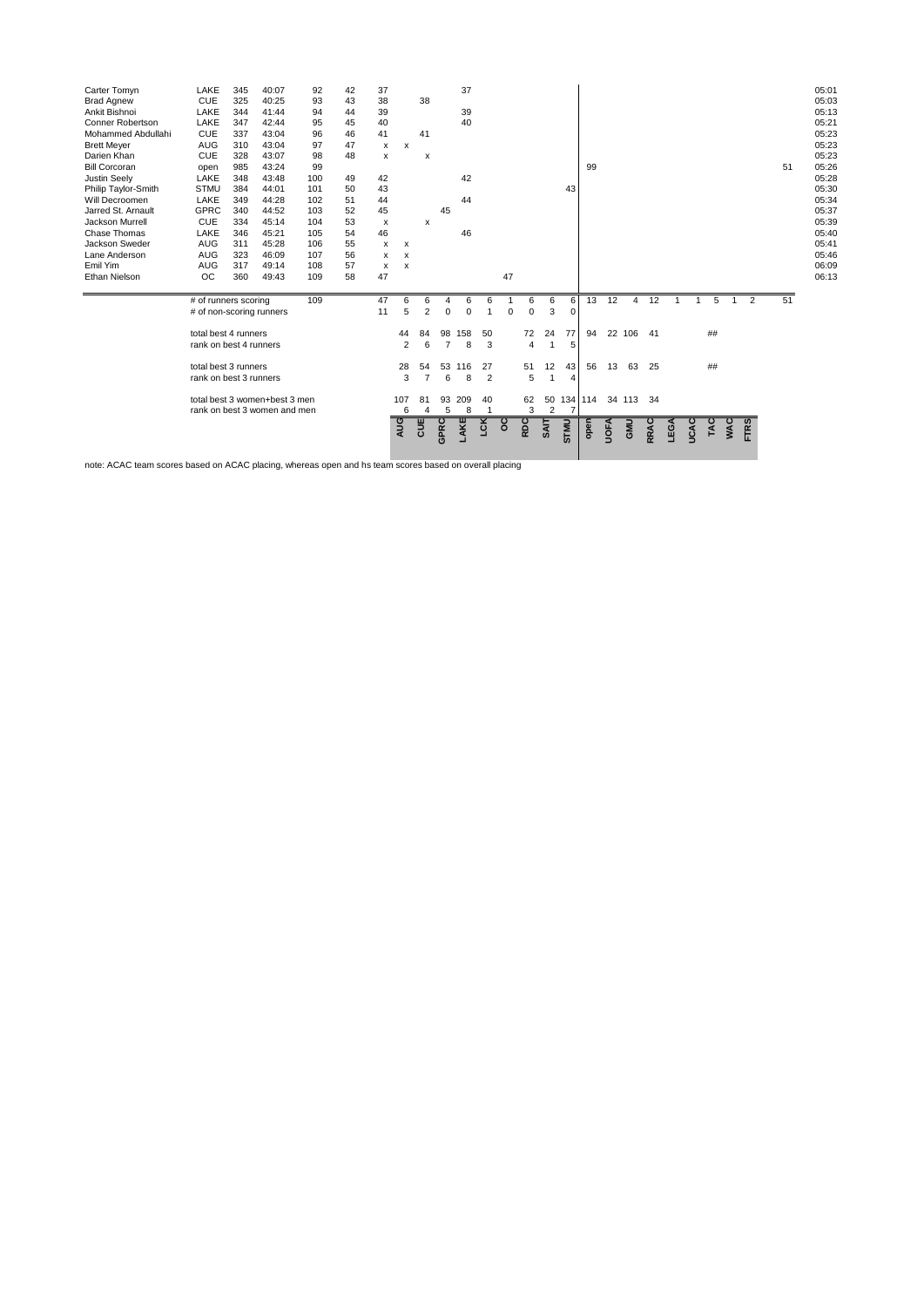| | | | | | | | | | | | | | | | | | | | | | | | | | | |
|---|---|---|---|---|---|---|---|---|---|---|---|---|---|---|---|---|---|---|---|---|---|---|---|---|---|---|
| Carter Tomyn | LAKE | 345 | 40:07 | 92 | 42 | 37 | | | | 37 | | | | | | | | | | | | | | | | 05:01 |
| Brad Agnew | CUE | 325 | 40:25 | 93 | 43 | 38 | | 38 | | | | | | | | | | | | | | | | | | 05:03 |
| Ankit Bishnoi | LAKE | 344 | 41:44 | 94 | 44 | 39 | | | | 39 | | | | | | | | | | | | | | | | 05:13 |
| Conner Robertson | LAKE | 347 | 42:44 | 95 | 45 | 40 | | | | 40 | | | | | | | | | | | | | | | | 05:21 |
| Mohammed Abdullahi | CUE | 337 | 43:04 | 96 | 46 | 41 | | 41 | | | | | | | | | | | | | | | | | | 05:23 |
| Brett Meyer | AUG | 310 | 43:04 | 97 | 47 | x | x | | | | | | | | | | | | | | | | | | | 05:23 |
| Darien Khan | CUE | 328 | 43:07 | 98 | 48 | x | | x | | | | | | | | | | | | | | | | | | 05:23 |
| Bill Corcoran | open | 985 | 43:24 | 99 | | | | | | | | | | | | 99 | | | | | | | | | 51 | 05:26 |
| Justin Seely | LAKE | 348 | 43:48 | 100 | 49 | 42 | | | | 42 | | | | | | | | | | | | | | | | 05:28 |
| Philip Taylor-Smith | STMU | 384 | 44:01 | 101 | 50 | 43 | | | | | | | | | 43 | | | | | | | | | | | 05:30 |
| Will Decroomen | LAKE | 349 | 44:28 | 102 | 51 | 44 | | | | 44 | | | | | | | | | | | | | | | | 05:34 |
| Jarred St. Arnault | GPRC | 340 | 44:52 | 103 | 52 | 45 | | | 45 | | | | | | | | | | | | | | | | | 05:37 |
| Jackson Murrell | CUE | 334 | 45:14 | 104 | 53 | x | | x | | | | | | | | | | | | | | | | | | 05:39 |
| Chase Thomas | LAKE | 346 | 45:21 | 105 | 54 | 46 | | | | 46 | | | | | | | | | | | | | | | | 05:40 |
| Jackson Sweder | AUG | 311 | 45:28 | 106 | 55 | x | x | | | | | | | | | | | | | | | | | | | 05:41 |
| Lane Anderson | AUG | 323 | 46:09 | 107 | 56 | x | x | | | | | | | | | | | | | | | | | | | 05:46 |
| Emil Yim | AUG | 317 | 49:14 | 108 | 57 | x | x | | | | | | | | | | | | | | | | | | | 06:09 |
| Ethan Nielson | OC | 360 | 49:43 | 109 | 58 | 47 | | | | | | 47 | | | | | | | | | | | | | | 06:13 |
| | # of runners scoring | | | 109 | | 47 | 6 | 6 | 4 | 6 | 6 | 1 | 6 | 6 | 6 | 13 | 12 | 4 | 12 | 1 | 1 | 5 | 1 | 2 | 51 | |
| | # of non-scoring runners | | | | | 11 | 5 | 2 | 0 | 0 | 1 | 0 | 0 | 3 | 0 | | | | | | | | | | | |
| | total best 4 runners | | | | | | 44 | 84 | 98 | 158 | 50 | | 72 | 24 | 77 | 94 | 22 | 106 | 41 | | | ## | | | | |
| | rank on best 4 runners | | | | | | 2 | 6 | 7 | 8 | 3 | | 4 | 1 | 5 | | | | | | | | | | | |
| | total best 3 runners | | | | | | 28 | 54 | 53 | 116 | 27 | | 51 | 12 | 43 | 56 | 13 | 63 | 25 | | | ## | | | | |
| | rank on best 3 runners | | | | | | 3 | 7 | 6 | 8 | 2 | | 5 | 1 | 4 | | | | | | | | | | | |
| | total best 3 women+best 3 men | | | | | | 107 | 81 | 93 | 209 | 40 | | 62 | 50 | 134 | 114 | 34 | 113 | 34 | | | | | | | |
| | rank on best 3 women and men | | | | | | 6 | 4 | 5 | 8 | 1 | | 3 | 2 | 7 | | | | | | | | | | | |
| | | | | | | | AUG | CUE | GPRC | LAKE | LCK | OC | RDC | SAIT | STMU | open | UOFA | GMU | RRAC | LEGA | UCAC | TAC | WAC | FTRS | | |

note: ACAC team scores based on ACAC placing, whereas open and hs team scores based on overall placing